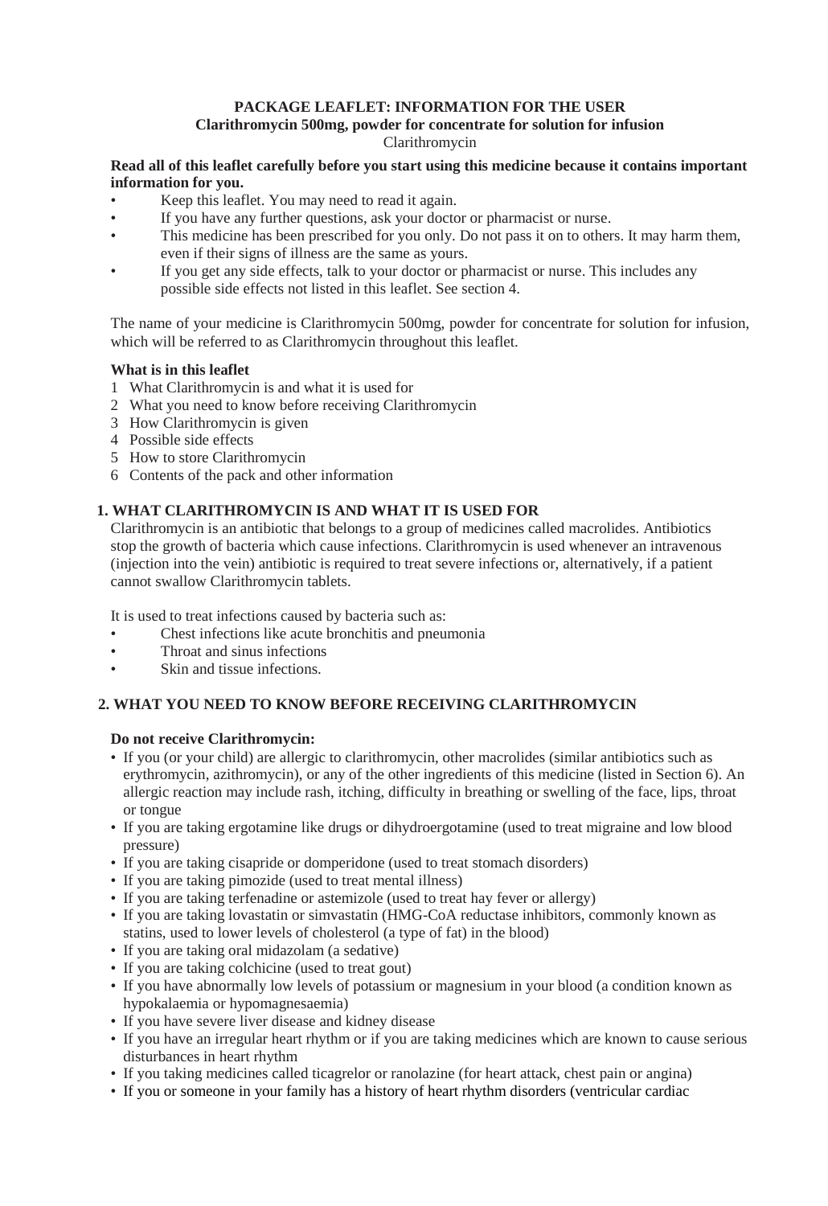**PACKAGE LEAFLET: INFORMATION FOR THE USER**
**Clarithromycin 500mg, powder for concentrate for solution for infusion**
Clarithromycin

**Read all of this leaflet carefully before you start using this medicine because it contains important information for you.**

- Keep this leaflet. You may need to read it again.
- If you have any further questions, ask your doctor or pharmacist or nurse.
- This medicine has been prescribed for you only. Do not pass it on to others. It may harm them, even if their signs of illness are the same as yours.
- If you get any side effects, talk to your doctor or pharmacist or nurse. This includes any possible side effects not listed in this leaflet. See section 4.

The name of your medicine is Clarithromycin 500mg, powder for concentrate for solution for infusion, which will be referred to as Clarithromycin throughout this leaflet.

**What is in this leaflet**

1 What Clarithromycin is and what it is used for
2 What you need to know before receiving Clarithromycin
3 How Clarithromycin is given
4 Possible side effects
5 How to store Clarithromycin
6 Contents of the pack and other information

## 1. WHAT CLARITHROMYCIN IS AND WHAT IT IS USED FOR

Clarithromycin is an antibiotic that belongs to a group of medicines called macrolides. Antibiotics stop the growth of bacteria which cause infections. Clarithromycin is used whenever an intravenous (injection into the vein) antibiotic is required to treat severe infections or, alternatively, if a patient cannot swallow Clarithromycin tablets.

It is used to treat infections caused by bacteria such as:

- Chest infections like acute bronchitis and pneumonia
- Throat and sinus infections
- Skin and tissue infections.

## 2. WHAT YOU NEED TO KNOW BEFORE RECEIVING CLARITHROMYCIN

**Do not receive Clarithromycin:**

- If you (or your child) are allergic to clarithromycin, other macrolides (similar antibiotics such as erythromycin, azithromycin), or any of the other ingredients of this medicine (listed in Section 6). An allergic reaction may include rash, itching, difficulty in breathing or swelling of the face, lips, throat or tongue
- If you are taking ergotamine like drugs or dihydroergotamine (used to treat migraine and low blood pressure)
- If you are taking cisapride or domperidone (used to treat stomach disorders)
- If you are taking pimozide (used to treat mental illness)
- If you are taking terfenadine or astemizole (used to treat hay fever or allergy)
- If you are taking lovastatin or simvastatin (HMG-CoA reductase inhibitors, commonly known as statins, used to lower levels of cholesterol (a type of fat) in the blood)
- If you are taking oral midazolam (a sedative)
- If you are taking colchicine (used to treat gout)
- If you have abnormally low levels of potassium or magnesium in your blood (a condition known as hypokalaemia or hypomagnesaemia)
- If you have severe liver disease and kidney disease
- If you have an irregular heart rhythm or if you are taking medicines which are known to cause serious disturbances in heart rhythm
- If you taking medicines called ticagrelor or ranolazine (for heart attack, chest pain or angina)
- If you or someone in your family has a history of heart rhythm disorders (ventricular cardiac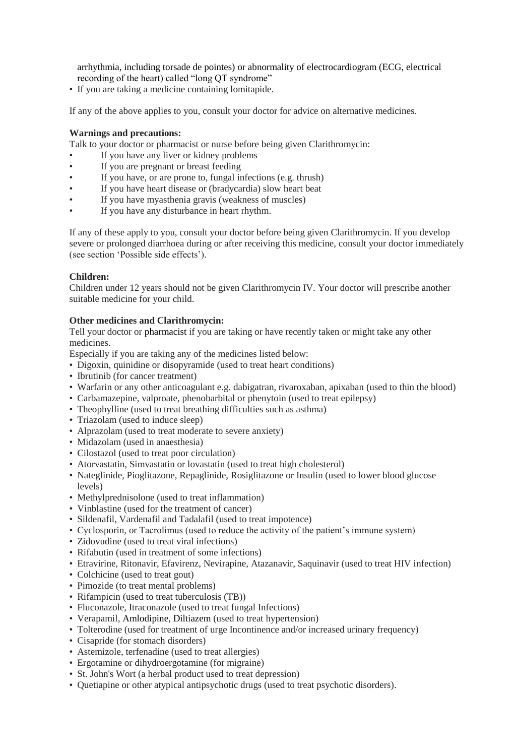arrhythmia, including torsade de pointes) or abnormality of electrocardiogram (ECG, electrical recording of the heart) called "long QT syndrome"

- If you are taking a medicine containing lomitapide.

If any of the above applies to you, consult your doctor for advice on alternative medicines.

**Warnings and precautions:**

Talk to your doctor or pharmacist or nurse before being given Clarithromycin:

- If you have any liver or kidney problems
- If you are pregnant or breast feeding
- If you have, or are prone to, fungal infections (e.g. thrush)
- If you have heart disease or (bradycardia) slow heart beat
- If you have myasthenia gravis (weakness of muscles)
- If you have any disturbance in heart rhythm.

If any of these apply to you, consult your doctor before being given Clarithromycin. If you develop severe or prolonged diarrhoea during or after receiving this medicine, consult your doctor immediately (see section 'Possible side effects').

**Children:**

Children under 12 years should not be given Clarithromycin IV. Your doctor will prescribe another suitable medicine for your child.

**Other medicines and Clarithromycin:**

Tell your doctor or pharmacist if you are taking or have recently taken or might take any other medicines.

Especially if you are taking any of the medicines listed below:

- Digoxin, quinidine or disopyramide (used to treat heart conditions)
- Ibrutinib (for cancer treatment)
- Warfarin or any other anticoagulant e.g. dabigatran, rivaroxaban, apixaban (used to thin the blood)
- Carbamazepine, valproate, phenobarbital or phenytoin (used to treat epilepsy)
- Theophylline (used to treat breathing difficulties such as asthma)
- Triazolam (used to induce sleep)
- Alprazolam (used to treat moderate to severe anxiety)
- Midazolam (used in anaesthesia)
- Cilostazol (used to treat poor circulation)
- Atorvastatin, Simvastatin or lovastatin (used to treat high cholesterol)
- Nateglinide, Pioglitazone, Repaglinide, Rosiglitazone or Insulin (used to lower blood glucose levels)
- Methylprednisolone (used to treat inflammation)
- Vinblastine (used for the treatment of cancer)
- Sildenafil, Vardenafil and Tadalafil (used to treat impotence)
- Cyclosporin, or Tacrolimus (used to reduce the activity of the patient's immune system)
- Zidovudine (used to treat viral infections)
- Rifabutin (used in treatment of some infections)
- Etravirine, Ritonavir, Efavirenz, Nevirapine, Atazanavir, Saquinavir (used to treat HIV infection)
- Colchicine (used to treat gout)
- Pimozide (to treat mental problems)
- Rifampicin (used to treat tuberculosis (TB))
- Fluconazole, Itraconazole (used to treat fungal Infections)
- Verapamil, Amlodipine, Diltiazem (used to treat hypertension)
- Tolterodine (used for treatment of urge Incontinence and/or increased urinary frequency)
- Cisapride (for stomach disorders)
- Astemizole, terfenadine (used to treat allergies)
- Ergotamine or dihydroergotamine (for migraine)
- St. John's Wort (a herbal product used to treat depression)
- Quetiapine or other atypical antipsychotic drugs (used to treat psychotic disorders).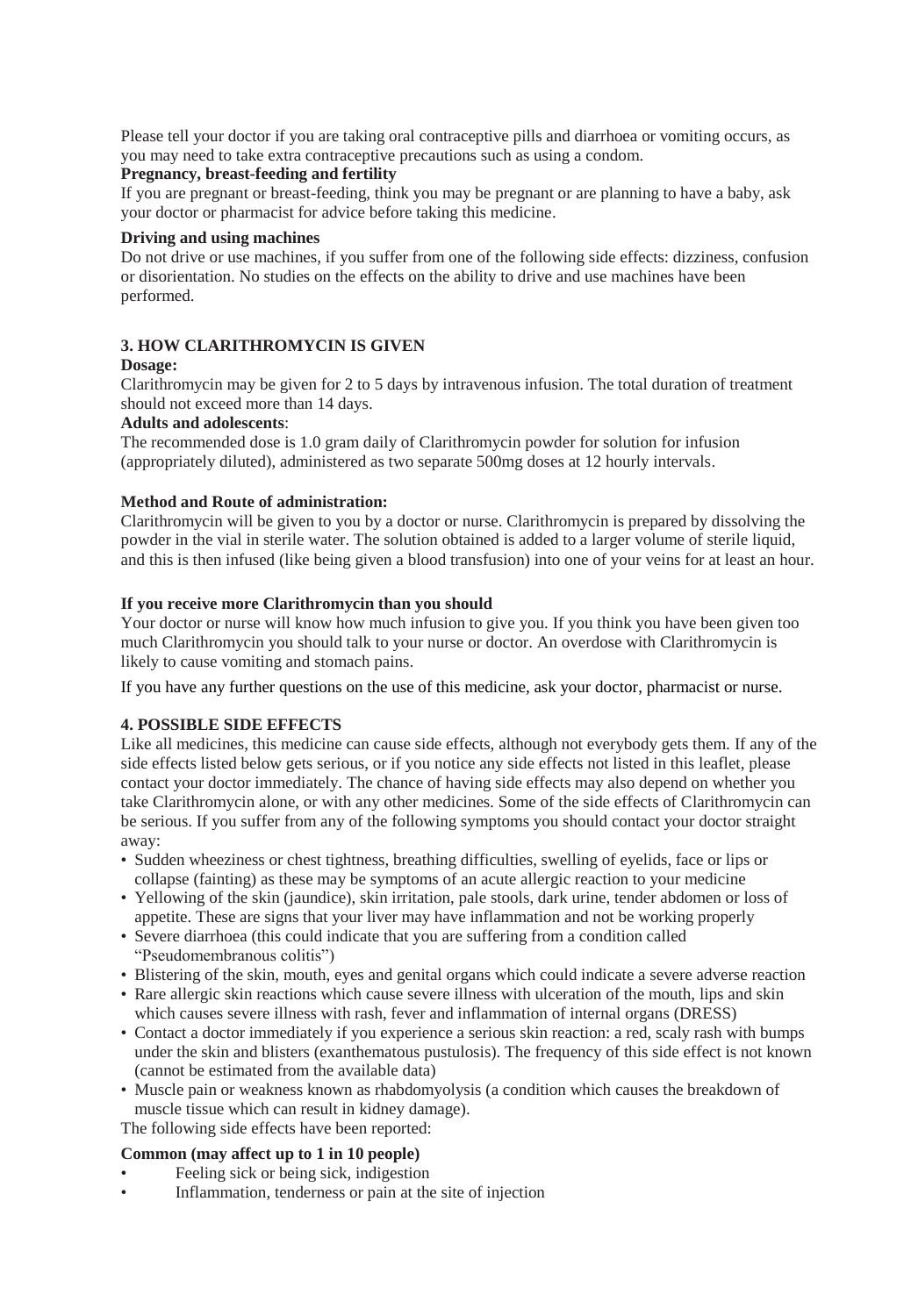Please tell your doctor if you are taking oral contraceptive pills and diarrhoea or vomiting occurs, as you may need to take extra contraceptive precautions such as using a condom.

**Pregnancy, breast-feeding and fertility**

If you are pregnant or breast-feeding, think you may be pregnant or are planning to have a baby, ask your doctor or pharmacist for advice before taking this medicine.

**Driving and using machines**

Do not drive or use machines, if you suffer from one of the following side effects: dizziness, confusion or disorientation. No studies on the effects on the ability to drive and use machines have been performed.

### 3. HOW CLARITHROMYCIN IS GIVEN

**Dosage:**

Clarithromycin may be given for 2 to 5 days by intravenous infusion. The total duration of treatment should not exceed more than 14 days.

**Adults and adolescents**:

The recommended dose is 1.0 gram daily of Clarithromycin powder for solution for infusion (appropriately diluted), administered as two separate 500mg doses at 12 hourly intervals.

**Method and Route of administration:**

Clarithromycin will be given to you by a doctor or nurse. Clarithromycin is prepared by dissolving the powder in the vial in sterile water. The solution obtained is added to a larger volume of sterile liquid, and this is then infused (like being given a blood transfusion) into one of your veins for at least an hour.

**If you receive more Clarithromycin than you should**

Your doctor or nurse will know how much infusion to give you. If you think you have been given too much Clarithromycin you should talk to your nurse or doctor. An overdose with Clarithromycin is likely to cause vomiting and stomach pains.

If you have any further questions on the use of this medicine, ask your doctor, pharmacist or nurse.

### 4. POSSIBLE SIDE EFFECTS

Like all medicines, this medicine can cause side effects, although not everybody gets them. If any of the side effects listed below gets serious, or if you notice any side effects not listed in this leaflet, please contact your doctor immediately. The chance of having side effects may also depend on whether you take Clarithromycin alone, or with any other medicines. Some of the side effects of Clarithromycin can be serious. If you suffer from any of the following symptoms you should contact your doctor straight away:

- Sudden wheeziness or chest tightness, breathing difficulties, swelling of eyelids, face or lips or collapse (fainting) as these may be symptoms of an acute allergic reaction to your medicine
- Yellowing of the skin (jaundice), skin irritation, pale stools, dark urine, tender abdomen or loss of appetite. These are signs that your liver may have inflammation and not be working properly
- Severe diarrhoea (this could indicate that you are suffering from a condition called "Pseudomembranous colitis")
- Blistering of the skin, mouth, eyes and genital organs which could indicate a severe adverse reaction
- Rare allergic skin reactions which cause severe illness with ulceration of the mouth, lips and skin which causes severe illness with rash, fever and inflammation of internal organs (DRESS)
- Contact a doctor immediately if you experience a serious skin reaction: a red, scaly rash with bumps under the skin and blisters (exanthematous pustulosis). The frequency of this side effect is not known (cannot be estimated from the available data)
- Muscle pain or weakness known as rhabdomyolysis (a condition which causes the breakdown of muscle tissue which can result in kidney damage).

The following side effects have been reported:

**Common (may affect up to 1 in 10 people)**

- Feeling sick or being sick, indigestion
- Inflammation, tenderness or pain at the site of injection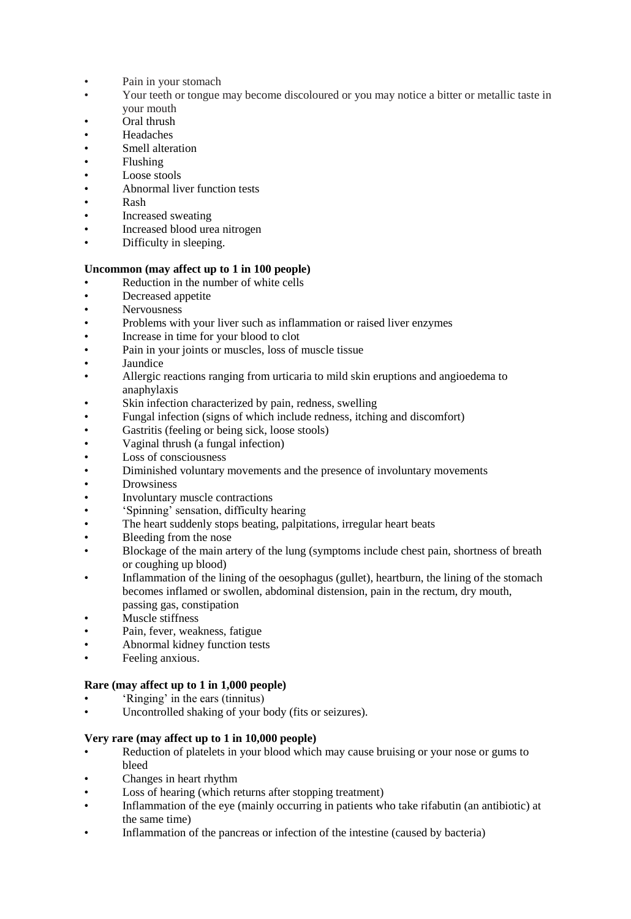- Pain in your stomach
- Your teeth or tongue may become discoloured or you may notice a bitter or metallic taste in your mouth
- Oral thrush
- Headaches
- Smell alteration
- Flushing
- Loose stools
- Abnormal liver function tests
- Rash
- Increased sweating
- Increased blood urea nitrogen
- Difficulty in sleeping.

**Uncommon (may affect up to 1 in 100 people)**

- Reduction in the number of white cells
- Decreased appetite
- Nervousness
- Problems with your liver such as inflammation or raised liver enzymes
- Increase in time for your blood to clot
- Pain in your joints or muscles, loss of muscle tissue
- Jaundice
- Allergic reactions ranging from urticaria to mild skin eruptions and angioedema to anaphylaxis
- Skin infection characterized by pain, redness, swelling
- Fungal infection (signs of which include redness, itching and discomfort)
- Gastritis (feeling or being sick, loose stools)
- Vaginal thrush (a fungal infection)
- Loss of consciousness
- Diminished voluntary movements and the presence of involuntary movements
- Drowsiness
- Involuntary muscle contractions
- 'Spinning' sensation, difficulty hearing
- The heart suddenly stops beating, palpitations, irregular heart beats
- Bleeding from the nose
- Blockage of the main artery of the lung (symptoms include chest pain, shortness of breath or coughing up blood)
- Inflammation of the lining of the oesophagus (gullet), heartburn, the lining of the stomach becomes inflamed or swollen, abdominal distension, pain in the rectum, dry mouth, passing gas, constipation
- Muscle stiffness
- Pain, fever, weakness, fatigue
- Abnormal kidney function tests
- Feeling anxious.

**Rare (may affect up to 1 in 1,000 people)**

- 'Ringing' in the ears (tinnitus)
- Uncontrolled shaking of your body (fits or seizures).

**Very rare (may affect up to 1 in 10,000 people)**

- Reduction of platelets in your blood which may cause bruising or your nose or gums to bleed
- Changes in heart rhythm
- Loss of hearing (which returns after stopping treatment)
- Inflammation of the eye (mainly occurring in patients who take rifabutin (an antibiotic) at the same time)
- Inflammation of the pancreas or infection of the intestine (caused by bacteria)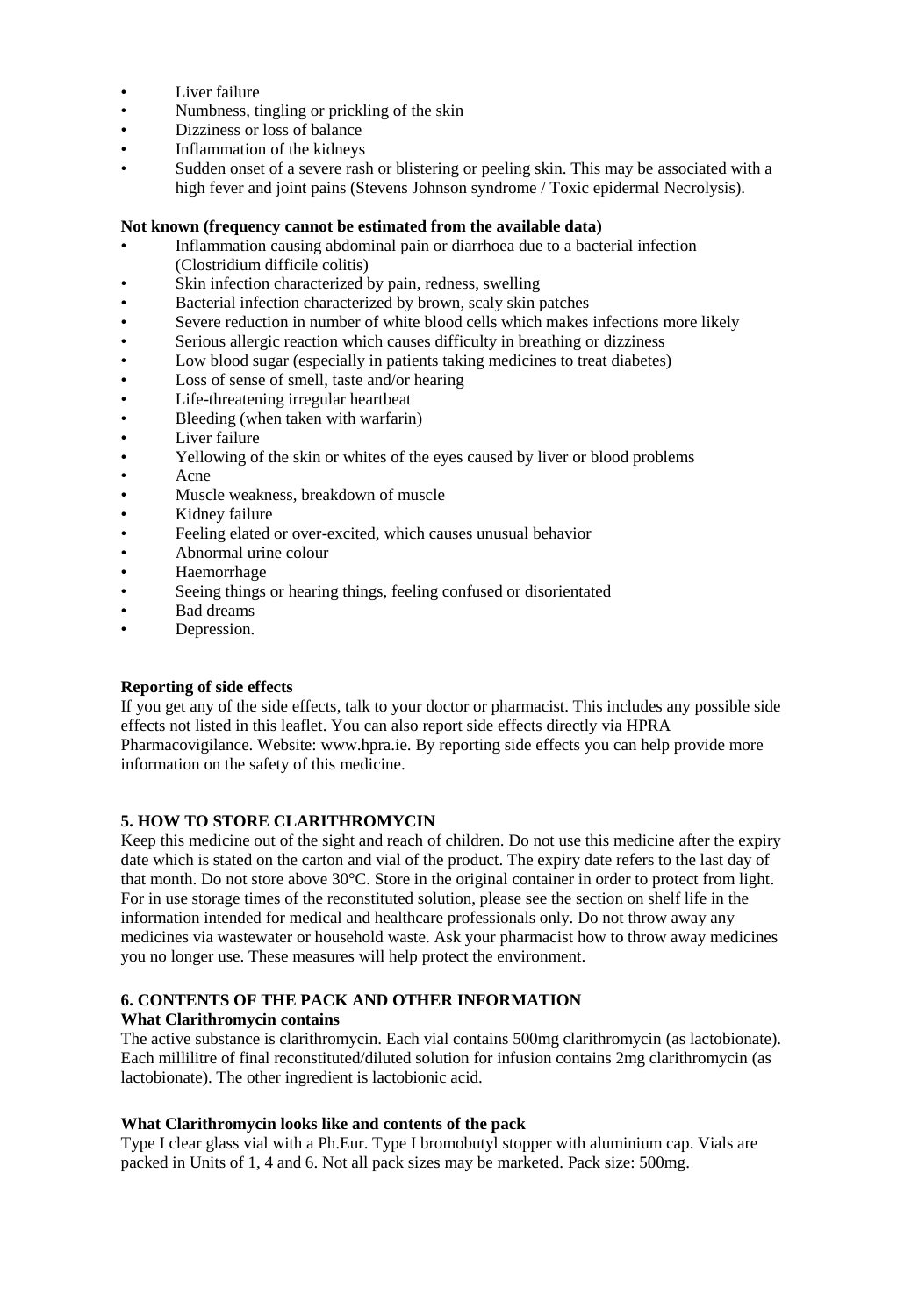- Liver failure
- Numbness, tingling or prickling of the skin
- Dizziness or loss of balance
- Inflammation of the kidneys
- Sudden onset of a severe rash or blistering or peeling skin. This may be associated with a high fever and joint pains (Stevens Johnson syndrome / Toxic epidermal Necrolysis).

**Not known (frequency cannot be estimated from the available data)**

- Inflammation causing abdominal pain or diarrhoea due to a bacterial infection (Clostridium difficile colitis)
- Skin infection characterized by pain, redness, swelling
- Bacterial infection characterized by brown, scaly skin patches
- Severe reduction in number of white blood cells which makes infections more likely
- Serious allergic reaction which causes difficulty in breathing or dizziness
- Low blood sugar (especially in patients taking medicines to treat diabetes)
- Loss of sense of smell, taste and/or hearing
- Life-threatening irregular heartbeat
- Bleeding (when taken with warfarin)
- Liver failure
- Yellowing of the skin or whites of the eyes caused by liver or blood problems
- Acne
- Muscle weakness, breakdown of muscle
- Kidney failure
- Feeling elated or over-excited, which causes unusual behavior
- Abnormal urine colour
- Haemorrhage
- Seeing things or hearing things, feeling confused or disorientated
- Bad dreams
- Depression.

**Reporting of side effects**

If you get any of the side effects, talk to your doctor or pharmacist. This includes any possible side effects not listed in this leaflet. You can also report side effects directly via HPRA Pharmacovigilance. Website: www.hpra.ie. By reporting side effects you can help provide more information on the safety of this medicine.

## 5. HOW TO STORE CLARITHROMYCIN

Keep this medicine out of the sight and reach of children. Do not use this medicine after the expiry date which is stated on the carton and vial of the product. The expiry date refers to the last day of that month. Do not store above 30°C. Store in the original container in order to protect from light. For in use storage times of the reconstituted solution, please see the section on shelf life in the information intended for medical and healthcare professionals only. Do not throw away any medicines via wastewater or household waste. Ask your pharmacist how to throw away medicines you no longer use. These measures will help protect the environment.

## 6. CONTENTS OF THE PACK AND OTHER INFORMATION

**What Clarithromycin contains**

The active substance is clarithromycin. Each vial contains 500mg clarithromycin (as lactobionate). Each millilitre of final reconstituted/diluted solution for infusion contains 2mg clarithromycin (as lactobionate). The other ingredient is lactobionic acid.

**What Clarithromycin looks like and contents of the pack**

Type I clear glass vial with a Ph.Eur. Type I bromobutyl stopper with aluminium cap. Vials are packed in Units of 1, 4 and 6. Not all pack sizes may be marketed. Pack size: 500mg.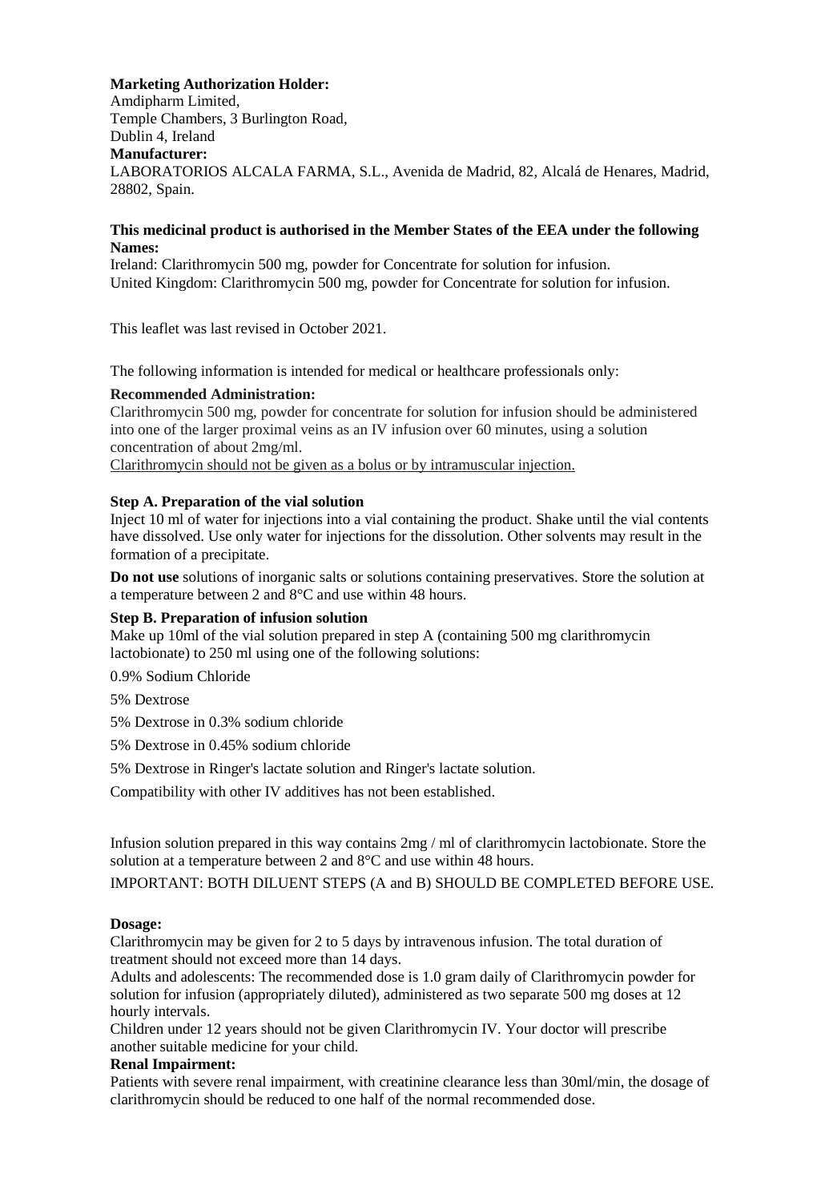**Marketing Authorization Holder:**
Amdipharm Limited,
Temple Chambers, 3 Burlington Road,
Dublin 4, Ireland

**Manufacturer:**
LABORATORIOS ALCALA FARMA, S.L., Avenida de Madrid, 82, Alcalá de Henares, Madrid, 28802, Spain.

**This medicinal product is authorised in the Member States of the EEA under the following Names:**

Ireland: Clarithromycin 500 mg, powder for Concentrate for solution for infusion.
United Kingdom: Clarithromycin 500 mg, powder for Concentrate for solution for infusion.

This leaflet was last revised in October 2021.

The following information is intended for medical or healthcare professionals only:

**Recommended Administration:**
Clarithromycin 500 mg, powder for concentrate for solution for infusion should be administered into one of the larger proximal veins as an IV infusion over 60 minutes, using a solution concentration of about 2mg/ml.
Clarithromycin should not be given as a bolus or by intramuscular injection.

**Step A. Preparation of the vial solution**
Inject 10 ml of water for injections into a vial containing the product. Shake until the vial contents have dissolved. Use only water for injections for the dissolution. Other solvents may result in the formation of a precipitate.

**Do not use** solutions of inorganic salts or solutions containing preservatives. Store the solution at a temperature between 2 and 8°C and use within 48 hours.

**Step B. Preparation of infusion solution**
Make up 10ml of the vial solution prepared in step A (containing 500 mg clarithromycin lactobionate) to 250 ml using one of the following solutions:

0.9% Sodium Chloride

5% Dextrose

5% Dextrose in 0.3% sodium chloride

5% Dextrose in 0.45% sodium chloride

5% Dextrose in Ringer's lactate solution and Ringer's lactate solution.

Compatibility with other IV additives has not been established.

Infusion solution prepared in this way contains 2mg / ml of clarithromycin lactobionate. Store the solution at a temperature between 2 and 8°C and use within 48 hours.

IMPORTANT: BOTH DILUENT STEPS (A and B) SHOULD BE COMPLETED BEFORE USE.

**Dosage:**
Clarithromycin may be given for 2 to 5 days by intravenous infusion. The total duration of treatment should not exceed more than 14 days.
Adults and adolescents: The recommended dose is 1.0 gram daily of Clarithromycin powder for solution for infusion (appropriately diluted), administered as two separate 500 mg doses at 12 hourly intervals.
Children under 12 years should not be given Clarithromycin IV. Your doctor will prescribe another suitable medicine for your child.

**Renal Impairment:**
Patients with severe renal impairment, with creatinine clearance less than 30ml/min, the dosage of clarithromycin should be reduced to one half of the normal recommended dose.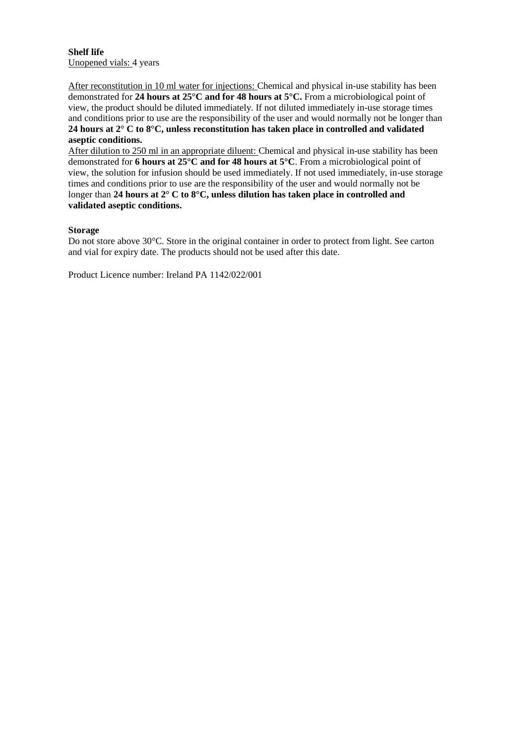**Shelf life**

Unopened vials: 4 years

After reconstitution in 10 ml water for injections: Chemical and physical in-use stability has been demonstrated for **24 hours at 25°C and for 48 hours at 5°C.** From a microbiological point of view, the product should be diluted immediately. If not diluted immediately in-use storage times and conditions prior to use are the responsibility of the user and would normally not be longer than **24 hours at 2° C to 8°C, unless reconstitution has taken place in controlled and validated aseptic conditions.**

After dilution to 250 ml in an appropriate diluent: Chemical and physical in-use stability has been demonstrated for **6 hours at 25°C and for 48 hours at 5°C**. From a microbiological point of view, the solution for infusion should be used immediately. If not used immediately, in-use storage times and conditions prior to use are the responsibility of the user and would normally not be longer than **24 hours at 2° C to 8°C, unless dilution has taken place in controlled and validated aseptic conditions.**

**Storage**

Do not store above 30°C. Store in the original container in order to protect from light. See carton and vial for expiry date. The products should not be used after this date.

Product Licence number: Ireland PA 1142/022/001